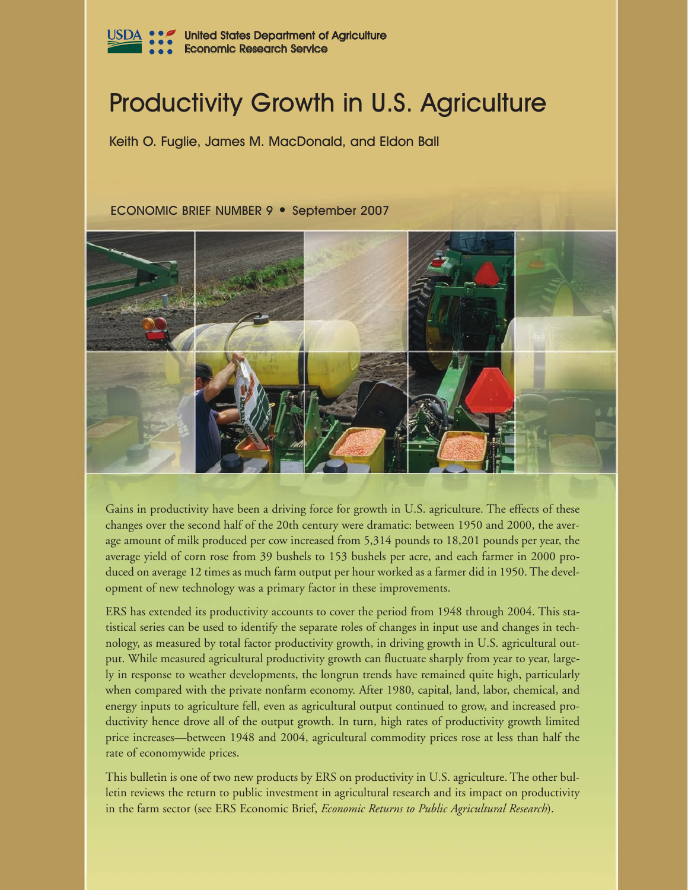USDA United States Department of Agriculture
Economic Research Service

# Productivity Growth in U.S. Agriculture

Keith O. Fuglie, James M. MacDonald, and Eldon Ball

ECONOMIC BRIEF NUMBER 9 • September 2007

Gains in productivity have been a driving force for growth in U.S. agriculture. The effects of these changes over the second half of the 20th century were dramatic: between 1950 and 2000, the average amount of milk produced per cow increased from 5,314 pounds to 18,201 pounds per year, the average yield of corn rose from 39 bushels to 153 bushels per acre, and each farmer in 2000 produced on average 12 times as much farm output per hour worked as a farmer did in 1950. The development of new technology was a primary factor in these improvements.

ERS has extended its productivity accounts to cover the period from 1948 through 2004. This statistical series can be used to identify the separate roles of changes in input use and changes in technology, as measured by total factor productivity growth, in driving growth in U.S. agricultural output. While measured agricultural productivity growth can fluctuate sharply from year to year, largely in response to weather developments, the longrun trends have remained quite high, particularly when compared with the private nonfarm economy. After 1980, capital, land, labor, chemical, and energy inputs to agriculture fell, even as agricultural output continued to grow, and increased productivity hence drove all of the output growth. In turn, high rates of productivity growth limited price increases—between 1948 and 2004, agricultural commodity prices rose at less than half the rate of economywide prices.

This bulletin is one of two new products by ERS on productivity in U.S. agriculture. The other bulletin reviews the return to public investment in agricultural research and its impact on productivity in the farm sector (see ERS Economic Brief, *Economic Returns to Public Agricultural Research*).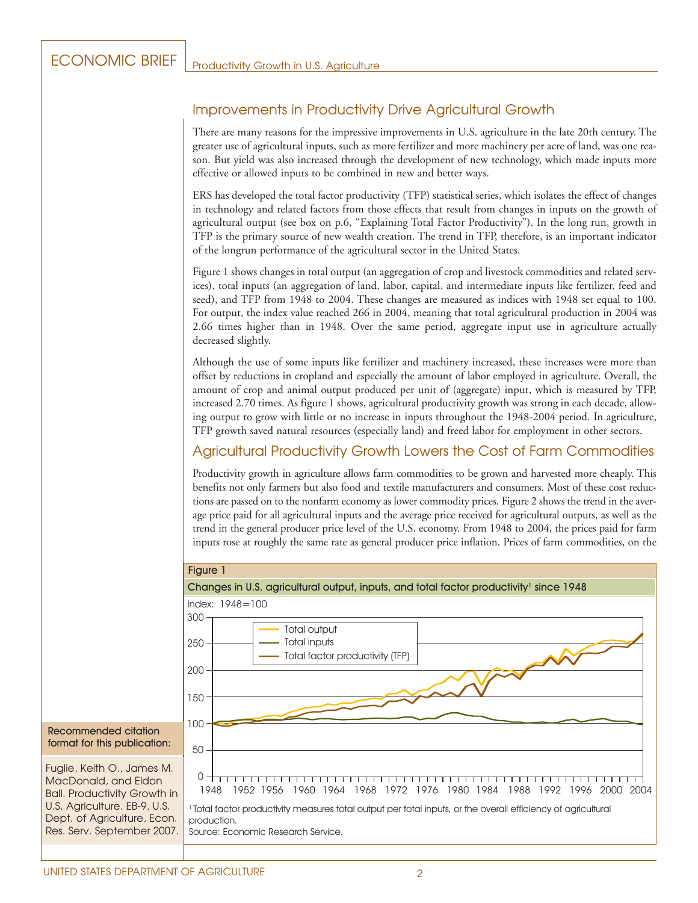## Improvements in Productivity Drive Agricultural Growth

There are many reasons for the impressive improvements in U.S. agriculture in the late 20th century. The greater use of agricultural inputs, such as more fertilizer and more machinery per acre of land, was one reason. But yield was also increased through the development of new technology, which made inputs more effective or allowed inputs to be combined in new and better ways.

ERS has developed the total factor productivity (TFP) statistical series, which isolates the effect of changes in technology and related factors from those effects that result from changes in inputs on the growth of agricultural output (see box on p.6, "Explaining Total Factor Productivity"). In the long run, growth in TFP is the primary source of new wealth creation. The trend in TFP, therefore, is an important indicator of the longrun performance of the agricultural sector in the United States.

Figure 1 shows changes in total output (an aggregation of crop and livestock commodities and related services), total inputs (an aggregation of land, labor, capital, and intermediate inputs like fertilizer, feed and seed), and TFP from 1948 to 2004. These changes are measured as indices with 1948 set equal to 100. For output, the index value reached 266 in 2004, meaning that total agricultural production in 2004 was 2.66 times higher than in 1948. Over the same period, aggregate input use in agriculture actually decreased slightly.

Although the use of some inputs like fertilizer and machinery increased, these increases were more than offset by reductions in cropland and especially the amount of labor employed in agriculture. Overall, the amount of crop and animal output produced per unit of (aggregate) input, which is measured by TFP, increased 2.70 times. As figure 1 shows, agricultural productivity growth was strong in each decade, allowing output to grow with little or no increase in inputs throughout the 1948-2004 period. In agriculture, TFP growth saved natural resources (especially land) and freed labor for employment in other sectors.

## Agricultural Productivity Growth Lowers the Cost of Farm Commodities

Productivity growth in agriculture allows farm commodities to be grown and harvested more cheaply. This benefits not only farmers but also food and textile manufacturers and consumers. Most of these cost reductions are passed on to the nonfarm economy as lower commodity prices. Figure 2 shows the trend in the average price paid for all agricultural inputs and the average price received for agricultural outputs, as well as the trend in the general producer price level of the U.S. economy. From 1948 to 2004, the prices paid for farm inputs rose at roughly the same rate as general producer price inflation. Prices of farm commodities, on the

**Figure 1**

**Changes in U.S. agricultural output, inputs, and total factor productivity[1] since 1948**

Index: 1948=100

Legend: Total output; Total inputs; Total factor productivity (TFP)

[1] Total factor productivity measures total output per total inputs, or the overall efficiency of agricultural production.

Source: Economic Research Service.

**Recommended citation format for this publication:**

Fuglie, Keith O., James M. MacDonald, and Eldon Ball. Productivity Growth in U.S. Agriculture. EB-9, U.S. Dept. of Agriculture, Econ. Res. Serv. September 2007.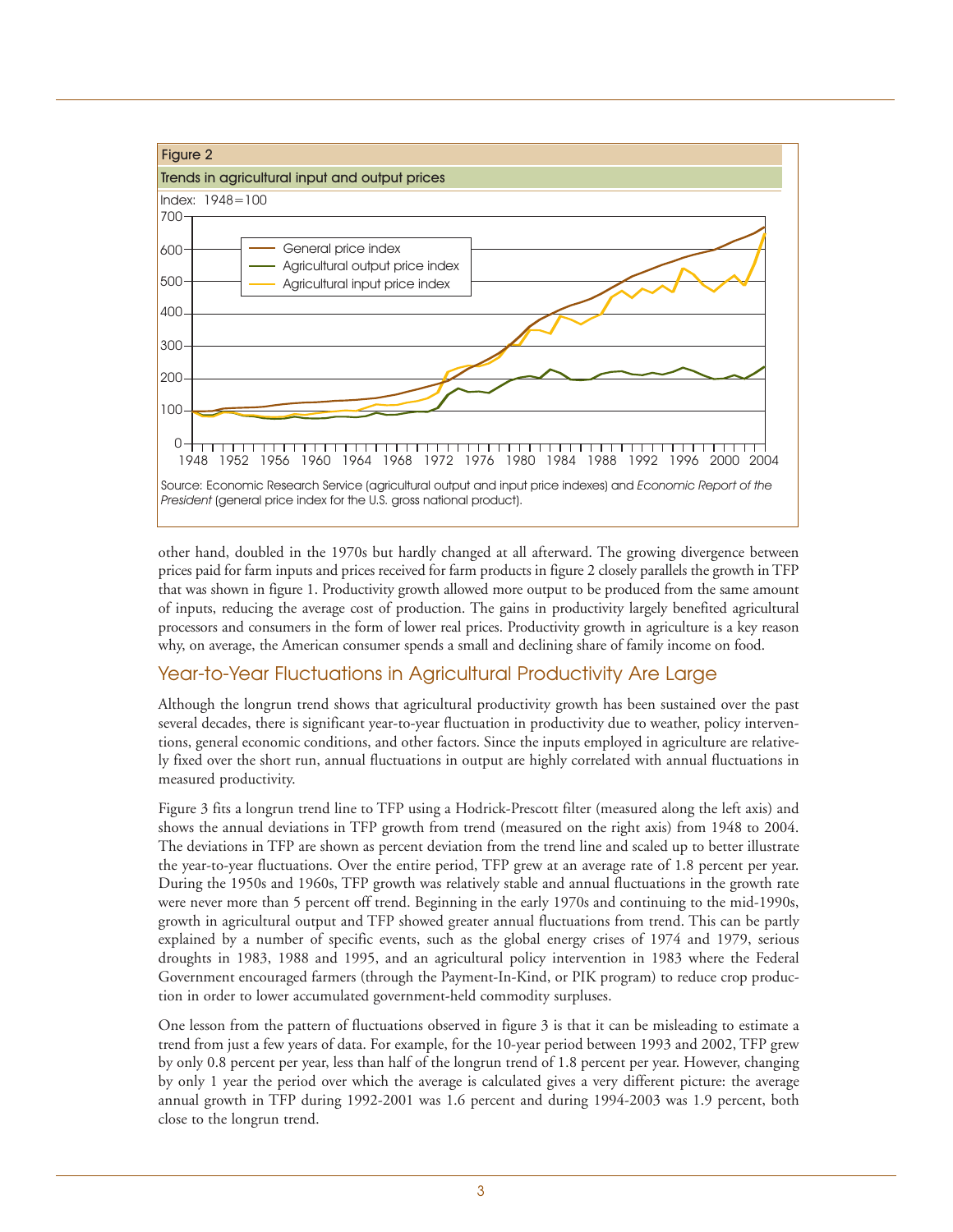Figure 2

Trends in agricultural input and output prices

Source: Economic Research Service (agricultural output and input price indexes) and *Economic Report of the President* (general price index for the U.S. gross national product).

other hand, doubled in the 1970s but hardly changed at all afterward. The growing divergence between prices paid for farm inputs and prices received for farm products in figure 2 closely parallels the growth in TFP that was shown in figure 1. Productivity growth allowed more output to be produced from the same amount of inputs, reducing the average cost of production. The gains in productivity largely benefited agricultural processors and consumers in the form of lower real prices. Productivity growth in agriculture is a key reason why, on average, the American consumer spends a small and declining share of family income on food.

## Year-to-Year Fluctuations in Agricultural Productivity Are Large

Although the longrun trend shows that agricultural productivity growth has been sustained over the past several decades, there is significant year-to-year fluctuation in productivity due to weather, policy interventions, general economic conditions, and other factors. Since the inputs employed in agriculture are relatively fixed over the short run, annual fluctuations in output are highly correlated with annual fluctuations in measured productivity.

Figure 3 fits a longrun trend line to TFP using a Hodrick-Prescott filter (measured along the left axis) and shows the annual deviations in TFP growth from trend (measured on the right axis) from 1948 to 2004. The deviations in TFP are shown as percent deviation from the trend line and scaled up to better illustrate the year-to-year fluctuations. Over the entire period, TFP grew at an average rate of 1.8 percent per year. During the 1950s and 1960s, TFP growth was relatively stable and annual fluctuations in the growth rate were never more than 5 percent off trend. Beginning in the early 1970s and continuing to the mid-1990s, growth in agricultural output and TFP showed greater annual fluctuations from trend. This can be partly explained by a number of specific events, such as the global energy crises of 1974 and 1979, serious droughts in 1983, 1988 and 1995, and an agricultural policy intervention in 1983 where the Federal Government encouraged farmers (through the Payment-In-Kind, or PIK program) to reduce crop production in order to lower accumulated government-held commodity surpluses.

One lesson from the pattern of fluctuations observed in figure 3 is that it can be misleading to estimate a trend from just a few years of data. For example, for the 10-year period between 1993 and 2002, TFP grew by only 0.8 percent per year, less than half of the longrun trend of 1.8 percent per year. However, changing by only 1 year the period over which the average is calculated gives a very different picture: the average annual growth in TFP during 1992-2001 was 1.6 percent and during 1994-2003 was 1.9 percent, both close to the longrun trend.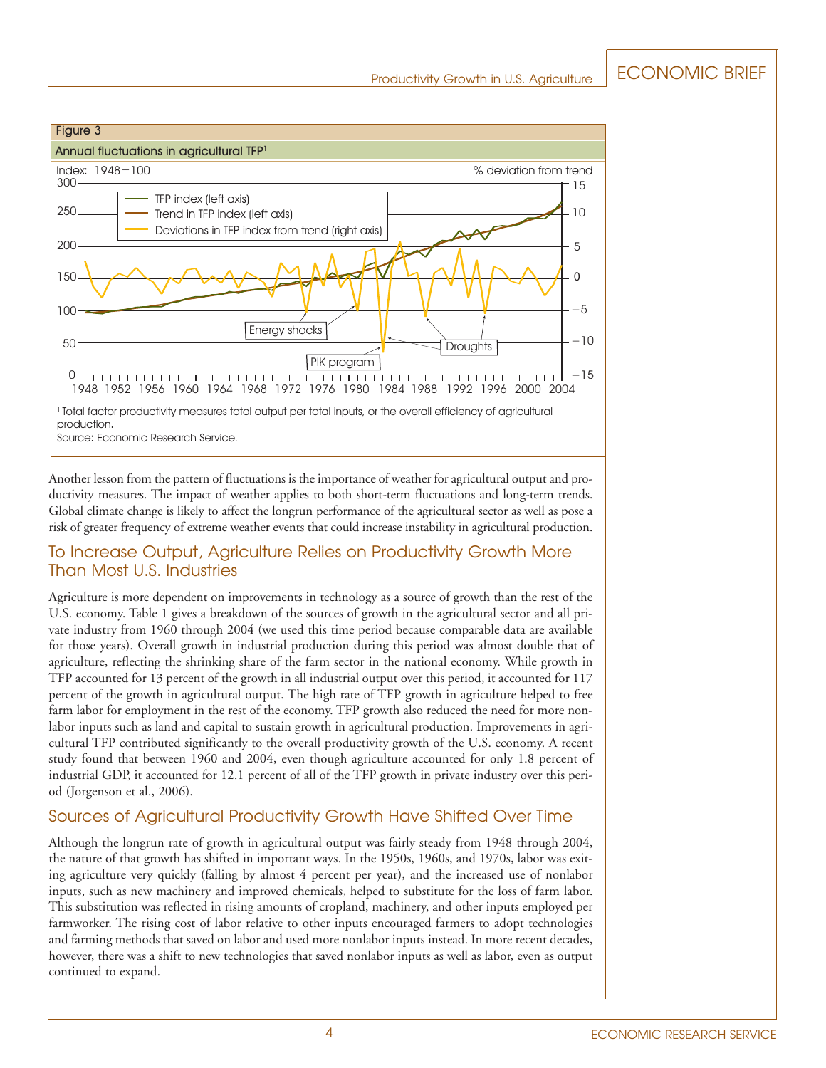**Figure 3**

**Annual fluctuations in agricultural TFP[1]**

[1] Total factor productivity measures total output per total inputs, or the overall efficiency of agricultural production.

Source: Economic Research Service.

Another lesson from the pattern of fluctuations is the importance of weather for agricultural output and productivity measures. The impact of weather applies to both short-term fluctuations and long-term trends. Global climate change is likely to affect the longrun performance of the agricultural sector as well as pose a risk of greater frequency of extreme weather events that could increase instability in agricultural production.

## To Increase Output, Agriculture Relies on Productivity Growth More Than Most U.S. Industries

Agriculture is more dependent on improvements in technology as a source of growth than the rest of the U.S. economy. Table 1 gives a breakdown of the sources of growth in the agricultural sector and all private industry from 1960 through 2004 (we used this time period because comparable data are available for those years). Overall growth in industrial production during this period was almost double that of agriculture, reflecting the shrinking share of the farm sector in the national economy. While growth in TFP accounted for 13 percent of the growth in all industrial output over this period, it accounted for 117 percent of the growth in agricultural output. The high rate of TFP growth in agriculture helped to free farm labor for employment in the rest of the economy. TFP growth also reduced the need for more nonlabor inputs such as land and capital to sustain growth in agricultural production. Improvements in agricultural TFP contributed significantly to the overall productivity growth of the U.S. economy. A recent study found that between 1960 and 2004, even though agriculture accounted for only 1.8 percent of industrial GDP, it accounted for 12.1 percent of all of the TFP growth in private industry over this period (Jorgenson et al., 2006).

## Sources of Agricultural Productivity Growth Have Shifted Over Time

Although the longrun rate of growth in agricultural output was fairly steady from 1948 through 2004, the nature of that growth has shifted in important ways. In the 1950s, 1960s, and 1970s, labor was exiting agriculture very quickly (falling by almost 4 percent per year), and the increased use of nonlabor inputs, such as new machinery and improved chemicals, helped to substitute for the loss of farm labor. This substitution was reflected in rising amounts of cropland, machinery, and other inputs employed per farmworker. The rising cost of labor relative to other inputs encouraged farmers to adopt technologies and farming methods that saved on labor and used more nonlabor inputs instead. In more recent decades, however, there was a shift to new technologies that saved nonlabor inputs as well as labor, even as output continued to expand.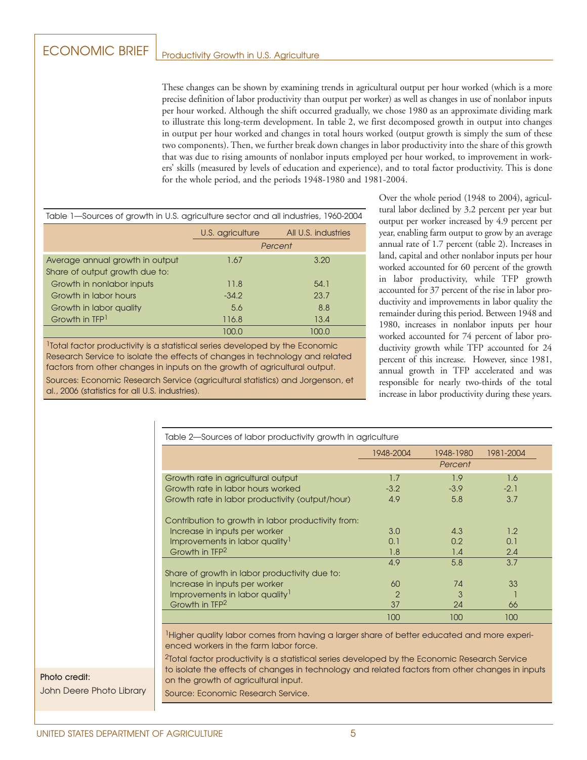These changes can be shown by examining trends in agricultural output per hour worked (which is a more precise definition of labor productivity than output per worker) as well as changes in use of nonlabor inputs per hour worked. Although the shift occurred gradually, we chose 1980 as an approximate dividing mark to illustrate this long-term development. In table 2, we first decomposed growth in output into changes in output per hour worked and changes in total hours worked (output growth is simply the sum of these two components). Then, we further break down changes in labor productivity into the share of this growth that was due to rising amounts of nonlabor inputs employed per hour worked, to improvement in workers' skills (measured by levels of education and experience), and to total factor productivity. This is done for the whole period, and the periods 1948-1980 and 1981-2004.

Table 1—Sources of growth in U.S. agriculture sector and all industries, 1960-2004

| | U.S. agriculture | All U.S. industries |
|---|---|---|
| | *Percent* | |
| Average annual growth in output | 1.67 | 3.20 |
| Share of output growth due to: | | |
| Growth in nonlabor inputs | 11.8 | 54.1 |
| Growth in labor hours | -34.2 | 23.7 |
| Growth in labor quality | 5.6 | 8.8 |
| Growth in TFP[1] | 116.8 | 13.4 |
| | 100.0 | 100.0 |

[1]Total factor productivity is a statistical series developed by the Economic Research Service to isolate the effects of changes in technology and related factors from other changes in inputs on the growth of agricultural output.

Sources: Economic Research Service (agricultural statistics) and Jorgenson, et al., 2006 (statistics for all U.S. industries).

Over the whole period (1948 to 2004), agricultural labor declined by 3.2 percent per year but output per worker increased by 4.9 percent per year, enabling farm output to grow by an average annual rate of 1.7 percent (table 2). Increases in land, capital and other nonlabor inputs per hour worked accounted for 60 percent of the growth in labor productivity, while TFP growth accounted for 37 percent of the rise in labor productivity and improvements in labor quality the remainder during this period. Between 1948 and 1980, increases in nonlabor inputs per hour worked accounted for 74 percent of labor productivity growth while TFP accounted for 24 percent of this increase. However, since 1981, annual growth in TFP accelerated and was responsible for nearly two-thirds of the total increase in labor productivity during these years.

Table 2—Sources of labor productivity growth in agriculture

| | 1948-2004 | 1948-1980 | 1981-2004 |
|---|---|---|---|
| | | *Percent* | |
| Growth rate in agricultural output | 1.7 | 1.9 | 1.6 |
| Growth rate in labor hours worked | -3.2 | -3.9 | -2.1 |
| Growth rate in labor productivity (output/hour) | 4.9 | 5.8 | 3.7 |
| Contribution to growth in labor productivity from: | | | |
| Increase in inputs per worker | 3.0 | 4.3 | 1.2 |
| Improvements in labor quality[1] | 0.1 | 0.2 | 0.1 |
| Growth in TFP[2] | 1.8 | 1.4 | 2.4 |
| | 4.9 | 5.8 | 3.7 |
| Share of growth in labor productivity due to: | | | |
| Increase in inputs per worker | 60 | 74 | 33 |
| Improvements in labor quality[1] | 2 | 3 | 1 |
| Growth in TFP[2] | 37 | 24 | 66 |
| | 100 | 100 | 100 |

[1]Higher quality labor comes from having a larger share of better educated and more experienced workers in the farm labor force.

[2]Total factor productivity is a statistical series developed by the Economic Research Service to isolate the effects of changes in technology and related factors from other changes in inputs on the growth of agricultural input.

Source: Economic Research Service.

Photo credit:
John Deere Photo Library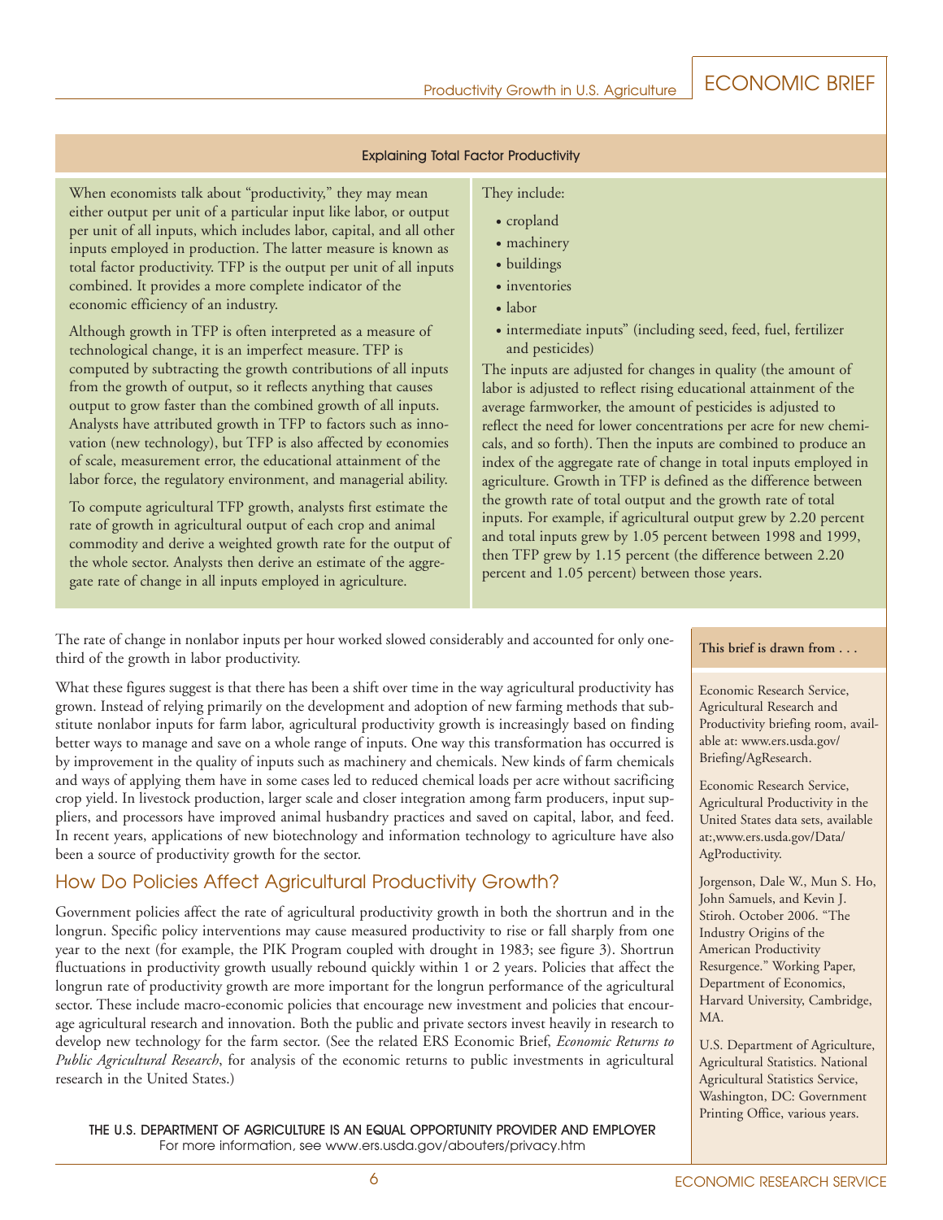### Explaining Total Factor Productivity

When economists talk about "productivity," they may mean either output per unit of a particular input like labor, or output per unit of all inputs, which includes labor, capital, and all other inputs employed in production. The latter measure is known as total factor productivity. TFP is the output per unit of all inputs combined. It provides a more complete indicator of the economic efficiency of an industry.

Although growth in TFP is often interpreted as a measure of technological change, it is an imperfect measure. TFP is computed by subtracting the growth contributions of all inputs from the growth of output, so it reflects anything that causes output to grow faster than the combined growth of all inputs. Analysts have attributed growth in TFP to factors such as innovation (new technology), but TFP is also affected by economies of scale, measurement error, the educational attainment of the labor force, the regulatory environment, and managerial ability.

To compute agricultural TFP growth, analysts first estimate the rate of growth in agricultural output of each crop and animal commodity and derive a weighted growth rate for the output of the whole sector. Analysts then derive an estimate of the aggregate rate of change in all inputs employed in agriculture. They include:

- cropland
- machinery
- buildings
- inventories
- labor
- intermediate inputs" (including seed, feed, fuel, fertilizer and pesticides)

The inputs are adjusted for changes in quality (the amount of labor is adjusted to reflect rising educational attainment of the average farmworker, the amount of pesticides is adjusted to reflect the need for lower concentrations per acre for new chemicals, and so forth). Then the inputs are combined to produce an index of the aggregate rate of change in total inputs employed in agriculture. Growth in TFP is defined as the difference between the growth rate of total output and the growth rate of total inputs. For example, if agricultural output grew by 2.20 percent and total inputs grew by 1.05 percent between 1998 and 1999, then TFP grew by 1.15 percent (the difference between 2.20 percent and 1.05 percent) between those years.

---

The rate of change in nonlabor inputs per hour worked slowed considerably and accounted for only one-third of the growth in labor productivity.

What these figures suggest is that there has been a shift over time in the way agricultural productivity has grown. Instead of relying primarily on the development and adoption of new farming methods that substitute nonlabor inputs for farm labor, agricultural productivity growth is increasingly based on finding better ways to manage and save on a whole range of inputs. One way this transformation has occurred is by improvement in the quality of inputs such as machinery and chemicals. New kinds of farm chemicals and ways of applying them have in some cases led to reduced chemical loads per acre without sacrificing crop yield. In livestock production, larger scale and closer integration among farm producers, input suppliers, and processors have improved animal husbandry practices and saved on capital, labor, and feed. In recent years, applications of new biotechnology and information technology to agriculture have also been a source of productivity growth for the sector.

## How Do Policies Affect Agricultural Productivity Growth?

Government policies affect the rate of agricultural productivity growth in both the shortrun and in the longrun. Specific policy interventions may cause measured productivity to rise or fall sharply from one year to the next (for example, the PIK Program coupled with drought in 1983; see figure 3). Shortrun fluctuations in productivity growth usually rebound quickly within 1 or 2 years. Policies that affect the longrun rate of productivity growth are more important for the longrun performance of the agricultural sector. These include macro-economic policies that encourage new investment and policies that encourage agricultural research and innovation. Both the public and private sectors invest heavily in research to develop new technology for the farm sector. (See the related ERS Economic Brief, *Economic Returns to Public Agricultural Research*, for analysis of the economic returns to public investments in agricultural research in the United States.)

**This brief is drawn from . . .**

Economic Research Service, Agricultural Research and Productivity briefing room, available at: www.ers.usda.gov/Briefing/AgResearch.

Economic Research Service, Agricultural Productivity in the United States data sets, available at:,www.ers.usda.gov/Data/AgProductivity.

Jorgenson, Dale W., Mun S. Ho, John Samuels, and Kevin J. Stiroh. October 2006. "The Industry Origins of the American Productivity Resurgence." Working Paper, Department of Economics, Harvard University, Cambridge, MA.

U.S. Department of Agriculture, Agricultural Statistics. National Agricultural Statistics Service, Washington, DC: Government Printing Office, various years.

THE U.S. DEPARTMENT OF AGRICULTURE IS AN EQUAL OPPORTUNITY PROVIDER AND EMPLOYER
For more information, see www.ers.usda.gov/abouters/privacy.htm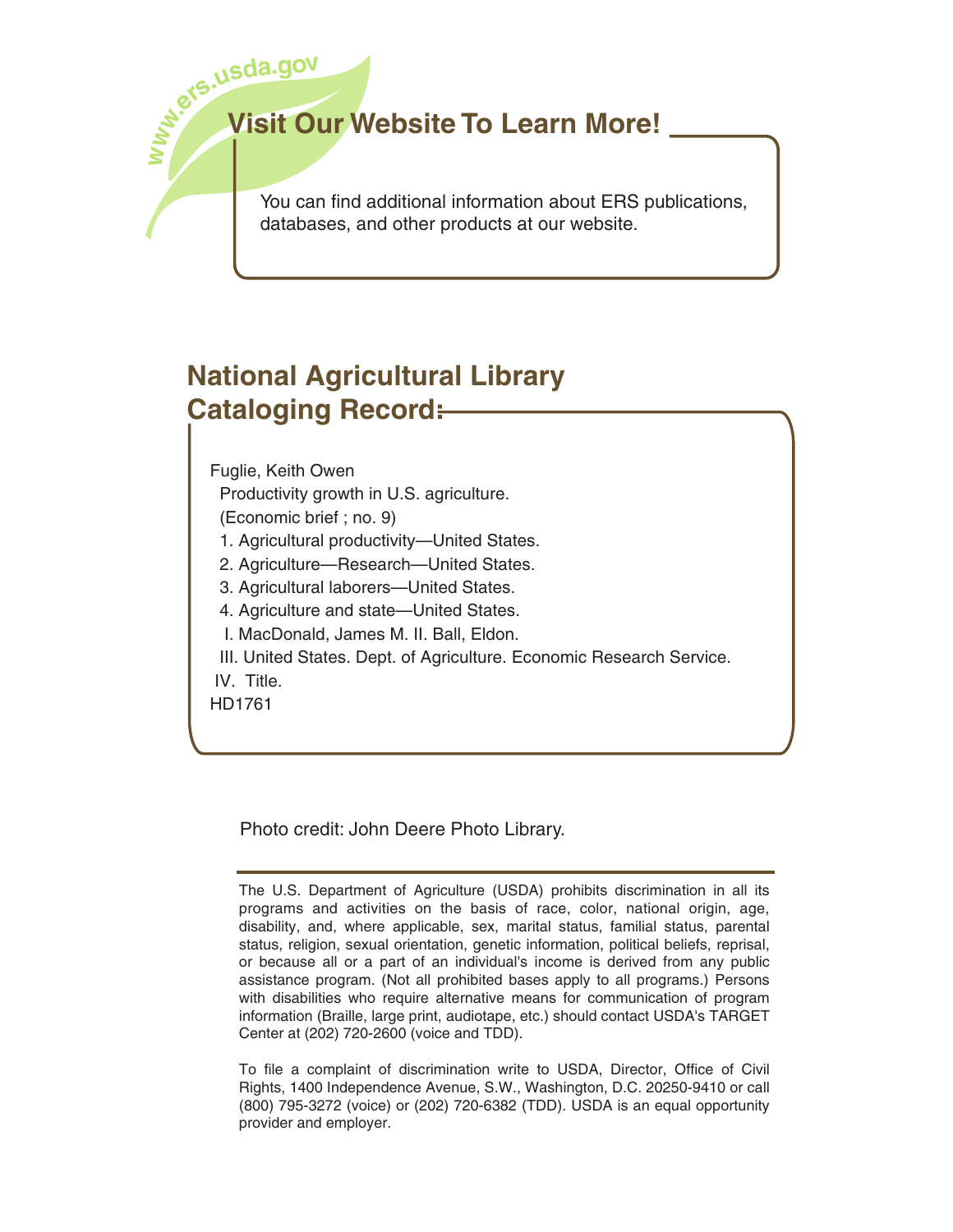www.ers.usda.gov

## Visit Our Website To Learn More!

You can find additional information about ERS publications, databases, and other products at our website.

## National Agricultural Library Cataloging Record:

Fuglie, Keith Owen
Productivity growth in U.S. agriculture.
(Economic brief ; no. 9)
1. Agricultural productivity—United States.
2. Agriculture—Research—United States.
3. Agricultural laborers—United States.
4. Agriculture and state—United States.
I. MacDonald, James M. II. Ball, Eldon.
III. United States. Dept. of Agriculture. Economic Research Service.
IV. Title.
HD1761

Photo credit: John Deere Photo Library.

The U.S. Department of Agriculture (USDA) prohibits discrimination in all its programs and activities on the basis of race, color, national origin, age, disability, and, where applicable, sex, marital status, familial status, parental status, religion, sexual orientation, genetic information, political beliefs, reprisal, or because all or a part of an individual's income is derived from any public assistance program. (Not all prohibited bases apply to all programs.) Persons with disabilities who require alternative means for communication of program information (Braille, large print, audiotape, etc.) should contact USDA's TARGET Center at (202) 720-2600 (voice and TDD).

To file a complaint of discrimination write to USDA, Director, Office of Civil Rights, 1400 Independence Avenue, S.W., Washington, D.C. 20250-9410 or call (800) 795-3272 (voice) or (202) 720-6382 (TDD). USDA is an equal opportunity provider and employer.